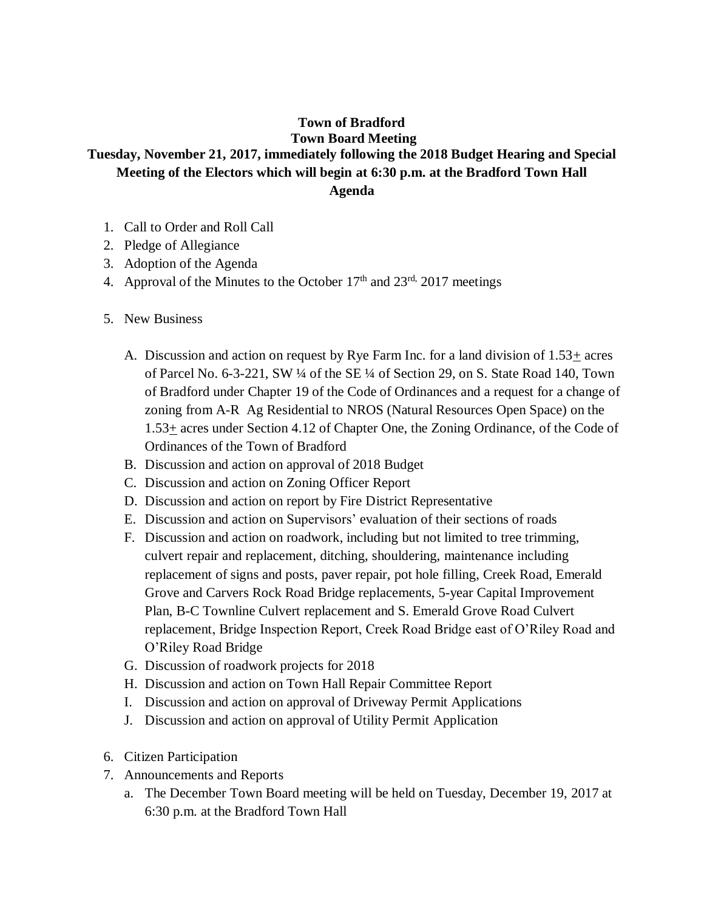**Town of Bradford**

**Town Board Meeting**

**Tuesday, November 21, 2017, immediately following the 2018 Budget Hearing and Special Meeting of the Electors which will begin at 6:30 p.m. at the Bradford Town Hall**

**Agenda**

1. Call to Order and Roll Call
2. Pledge of Allegiance
3. Adoption of the Agenda
4. Approval of the Minutes to the October 17th and 23rd, 2017 meetings

5. New Business

   A. Discussion and action on request by Rye Farm Inc. for a land division of 1.53± acres of Parcel No. 6-3-221, SW ¼ of the SE ¼ of Section 29, on S. State Road 140, Town of Bradford under Chapter 19 of the Code of Ordinances and a request for a change of zoning from A-R Ag Residential to NROS (Natural Resources Open Space) on the 1.53± acres under Section 4.12 of Chapter One, the Zoning Ordinance, of the Code of Ordinances of the Town of Bradford
   
   B. Discussion and action on approval of 2018 Budget
   
   C. Discussion and action on Zoning Officer Report
   
   D. Discussion and action on report by Fire District Representative
   
   E. Discussion and action on Supervisors' evaluation of their sections of roads
   
   F. Discussion and action on roadwork, including but not limited to tree trimming, culvert repair and replacement, ditching, shouldering, maintenance including replacement of signs and posts, paver repair, pot hole filling, Creek Road, Emerald Grove and Carvers Rock Road Bridge replacements, 5-year Capital Improvement Plan, B-C Townline Culvert replacement and S. Emerald Grove Road Culvert replacement, Bridge Inspection Report, Creek Road Bridge east of O'Riley Road and O'Riley Road Bridge
   
   G. Discussion of roadwork projects for 2018
   
   H. Discussion and action on Town Hall Repair Committee Report
   
   I. Discussion and action on approval of Driveway Permit Applications
   
   J. Discussion and action on approval of Utility Permit Application

6. Citizen Participation
7. Announcements and Reports

   a. The December Town Board meeting will be held on Tuesday, December 19, 2017 at 6:30 p.m. at the Bradford Town Hall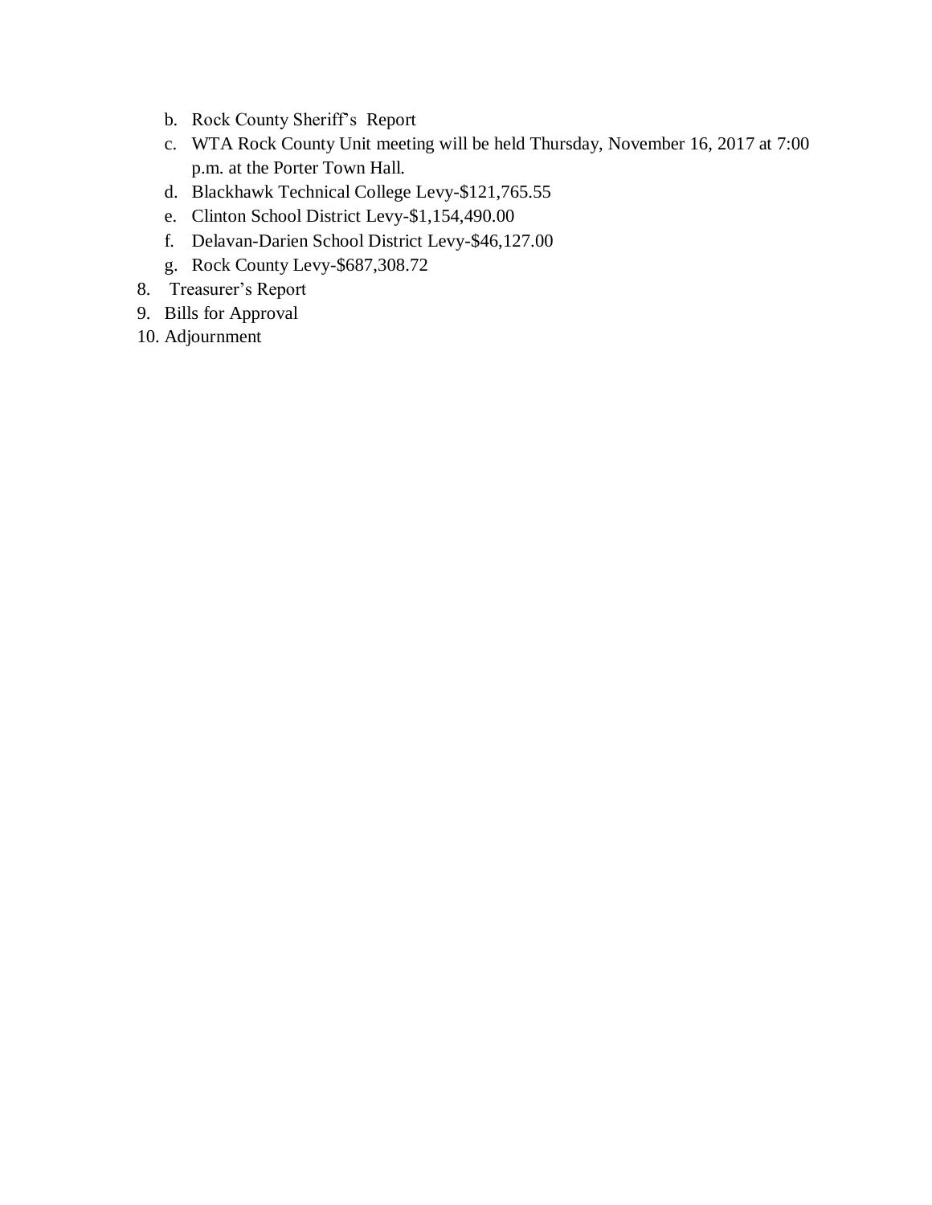- b. Rock County Sheriff's Report
- c. WTA Rock County Unit meeting will be held Thursday, November 16, 2017 at 7:00 p.m. at the Porter Town Hall.
- d. Blackhawk Technical College Levy-$121,765.55
- e. Clinton School District Levy-$1,154,490.00
- f. Delavan-Darien School District Levy-$46,127.00
- g. Rock County Levy-$687,308.72

8. Treasurer's Report
9. Bills for Approval
10. Adjournment